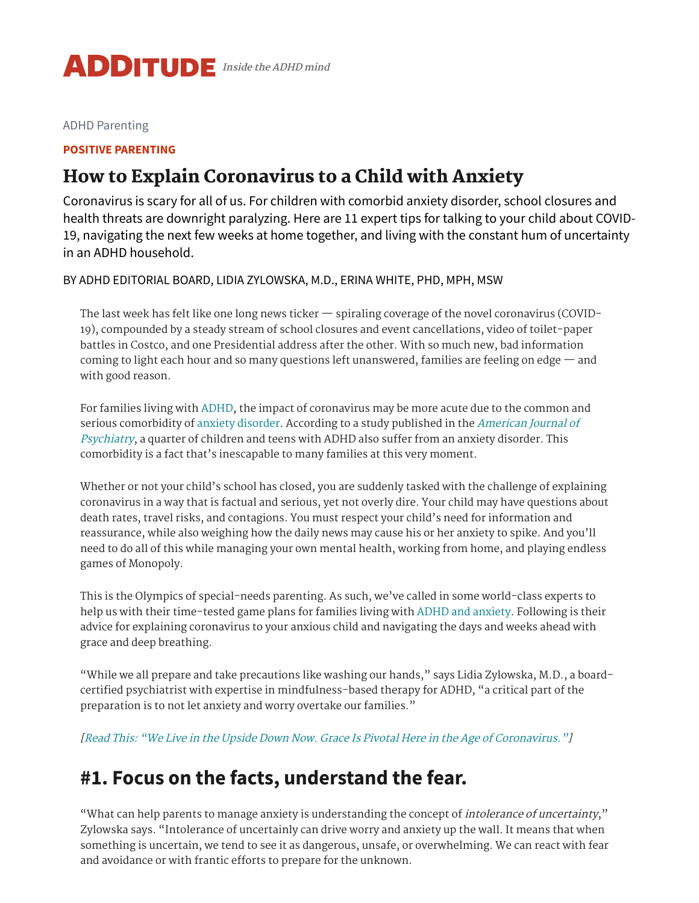# ADDITUDE *Inside the ADHD mind*

ADHD Parenting

**POSITIVE PARENTING**

# How to Explain Coronavirus to a Child with Anxiety

Coronavirus is scary for all of us. For children with comorbid anxiety disorder, school closures and health threats are downright paralyzing. Here are 11 expert tips for talking to your child about COVID-19, navigating the next few weeks at home together, and living with the constant hum of uncertainty in an ADHD household.

BY ADHD EDITORIAL BOARD, LIDIA ZYLOWSKA, M.D., ERINA WHITE, PHD, MPH, MSW

The last week has felt like one long news ticker — spiraling coverage of the novel coronavirus (COVID-19), compounded by a steady stream of school closures and event cancellations, video of toilet-paper battles in Costco, and one Presidential address after the other. With so much new, bad information coming to light each hour and so many questions left unanswered, families are feeling on edge — and with good reason.

For families living with ADHD, the impact of coronavirus may be more acute due to the common and serious comorbidity of anxiety disorder. According to a study published in the *American Journal of Psychiatry*, a quarter of children and teens with ADHD also suffer from an anxiety disorder. This comorbidity is a fact that's inescapable to many families at this very moment.

Whether or not your child's school has closed, you are suddenly tasked with the challenge of explaining coronavirus in a way that is factual and serious, yet not overly dire. Your child may have questions about death rates, travel risks, and contagions. You must respect your child's need for information and reassurance, while also weighing how the daily news may cause his or her anxiety to spike. And you'll need to do all of this while managing your own mental health, working from home, and playing endless games of Monopoly.

This is the Olympics of special-needs parenting. As such, we've called in some world-class experts to help us with their time-tested game plans for families living with ADHD and anxiety. Following is their advice for explaining coronavirus to your anxious child and navigating the days and weeks ahead with grace and deep breathing.

"While we all prepare and take precautions like washing our hands," says Lidia Zylowska, M.D., a board-certified psychiatrist with expertise in mindfulness-based therapy for ADHD, "a critical part of the preparation is to not let anxiety and worry overtake our families."

*[Read This: "We Live in the Upside Down Now. Grace Is Pivotal Here in the Age of Coronavirus."]*

## #1. Focus on the facts, understand the fear.

"What can help parents to manage anxiety is understanding the concept of *intolerance of uncertainty*," Zylowska says. "Intolerance of uncertainly can drive worry and anxiety up the wall. It means that when something is uncertain, we tend to see it as dangerous, unsafe, or overwhelming. We can react with fear and avoidance or with frantic efforts to prepare for the unknown.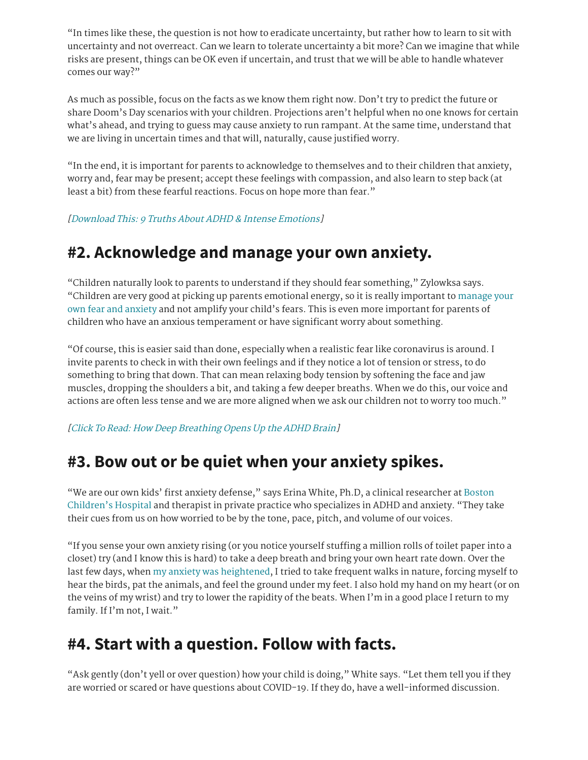"In times like these, the question is not how to eradicate uncertainty, but rather how to learn to sit with uncertainty and not overreact. Can we learn to tolerate uncertainty a bit more? Can we imagine that while risks are present, things can be OK even if uncertain, and trust that we will be able to handle whatever comes our way?"

As much as possible, focus on the facts as we know them right now. Don't try to predict the future or share Doom's Day scenarios with your children. Projections aren't helpful when no one knows for certain what's ahead, and trying to guess may cause anxiety to run rampant. At the same time, understand that we are living in uncertain times and that will, naturally, cause justified worry.

"In the end, it is important for parents to acknowledge to themselves and to their children that anxiety, worry and, fear may be present; accept these feelings with compassion, and also learn to step back (at least a bit) from these fearful reactions. Focus on hope more than fear."

*[Download This: 9 Truths About ADHD & Intense Emotions]*

## #2. Acknowledge and manage your own anxiety.

"Children naturally look to parents to understand if they should fear something," Zylowksa says. "Children are very good at picking up parents emotional energy, so it is really important to manage your own fear and anxiety and not amplify your child's fears. This is even more important for parents of children who have an anxious temperament or have significant worry about something.

"Of course, this is easier said than done, especially when a realistic fear like coronavirus is around. I invite parents to check in with their own feelings and if they notice a lot of tension or stress, to do something to bring that down. That can mean relaxing body tension by softening the face and jaw muscles, dropping the shoulders a bit, and taking a few deeper breaths. When we do this, our voice and actions are often less tense and we are more aligned when we ask our children not to worry too much."

*[Click To Read: How Deep Breathing Opens Up the ADHD Brain]*

## #3. Bow out or be quiet when your anxiety spikes.

"We are our own kids' first anxiety defense," says Erina White, Ph.D, a clinical researcher at Boston Children's Hospital and therapist in private practice who specializes in ADHD and anxiety. "They take their cues from us on how worried to be by the tone, pace, pitch, and volume of our voices.

"If you sense your own anxiety rising (or you notice yourself stuffing a million rolls of toilet paper into a closet) try (and I know this is hard) to take a deep breath and bring your own heart rate down. Over the last few days, when my anxiety was heightened, I tried to take frequent walks in nature, forcing myself to hear the birds, pat the animals, and feel the ground under my feet. I also hold my hand on my heart (or on the veins of my wrist) and try to lower the rapidity of the beats. When I'm in a good place I return to my family. If I'm not, I wait."

## #4. Start with a question. Follow with facts.

"Ask gently (don't yell or over question) how your child is doing," White says. "Let them tell you if they are worried or scared or have questions about COVID-19. If they do, have a well-informed discussion.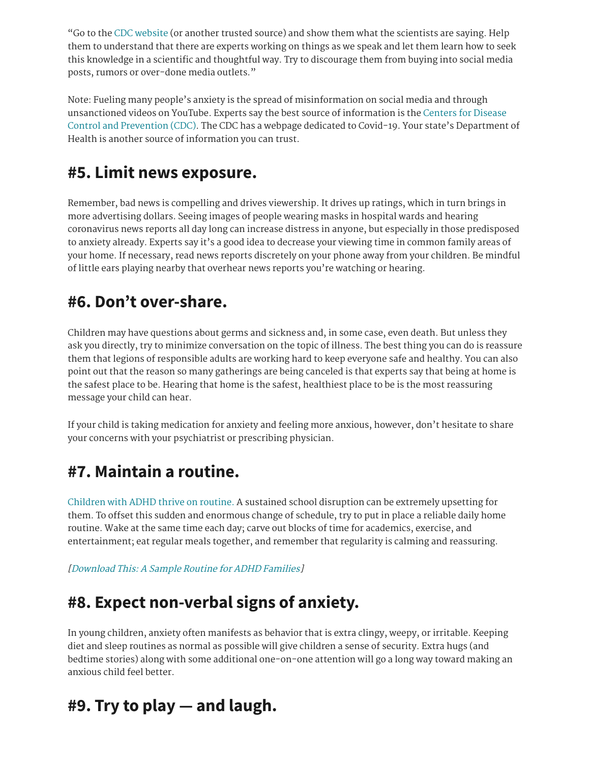"Go to the CDC website (or another trusted source) and show them what the scientists are saying. Help them to understand that there are experts working on things as we speak and let them learn how to seek this knowledge in a scientific and thoughtful way. Try to discourage them from buying into social media posts, rumors or over-done media outlets."

Note: Fueling many people's anxiety is the spread of misinformation on social media and through unsanctioned videos on YouTube. Experts say the best source of information is the Centers for Disease Control and Prevention (CDC). The CDC has a webpage dedicated to Covid-19. Your state's Department of Health is another source of information you can trust.

## #5. Limit news exposure.

Remember, bad news is compelling and drives viewership. It drives up ratings, which in turn brings in more advertising dollars. Seeing images of people wearing masks in hospital wards and hearing coronavirus news reports all day long can increase distress in anyone, but especially in those predisposed to anxiety already. Experts say it's a good idea to decrease your viewing time in common family areas of your home. If necessary, read news reports discretely on your phone away from your children. Be mindful of little ears playing nearby that overhear news reports you're watching or hearing.

## #6. Don't over-share.

Children may have questions about germs and sickness and, in some case, even death. But unless they ask you directly, try to minimize conversation on the topic of illness. The best thing you can do is reassure them that legions of responsible adults are working hard to keep everyone safe and healthy. You can also point out that the reason so many gatherings are being canceled is that experts say that being at home is the safest place to be. Hearing that home is the safest, healthiest place to be is the most reassuring message your child can hear.

If your child is taking medication for anxiety and feeling more anxious, however, don't hesitate to share your concerns with your psychiatrist or prescribing physician.

## #7. Maintain a routine.

Children with ADHD thrive on routine. A sustained school disruption can be extremely upsetting for them. To offset this sudden and enormous change of schedule, try to put in place a reliable daily home routine. Wake at the same time each day; carve out blocks of time for academics, exercise, and entertainment; eat regular meals together, and remember that regularity is calming and reassuring.

*[Download This: A Sample Routine for ADHD Families]*

## #8. Expect non-verbal signs of anxiety.

In young children, anxiety often manifests as behavior that is extra clingy, weepy, or irritable. Keeping diet and sleep routines as normal as possible will give children a sense of security. Extra hugs (and bedtime stories) along with some additional one-on-one attention will go a long way toward making an anxious child feel better.

## #9. Try to play — and laugh.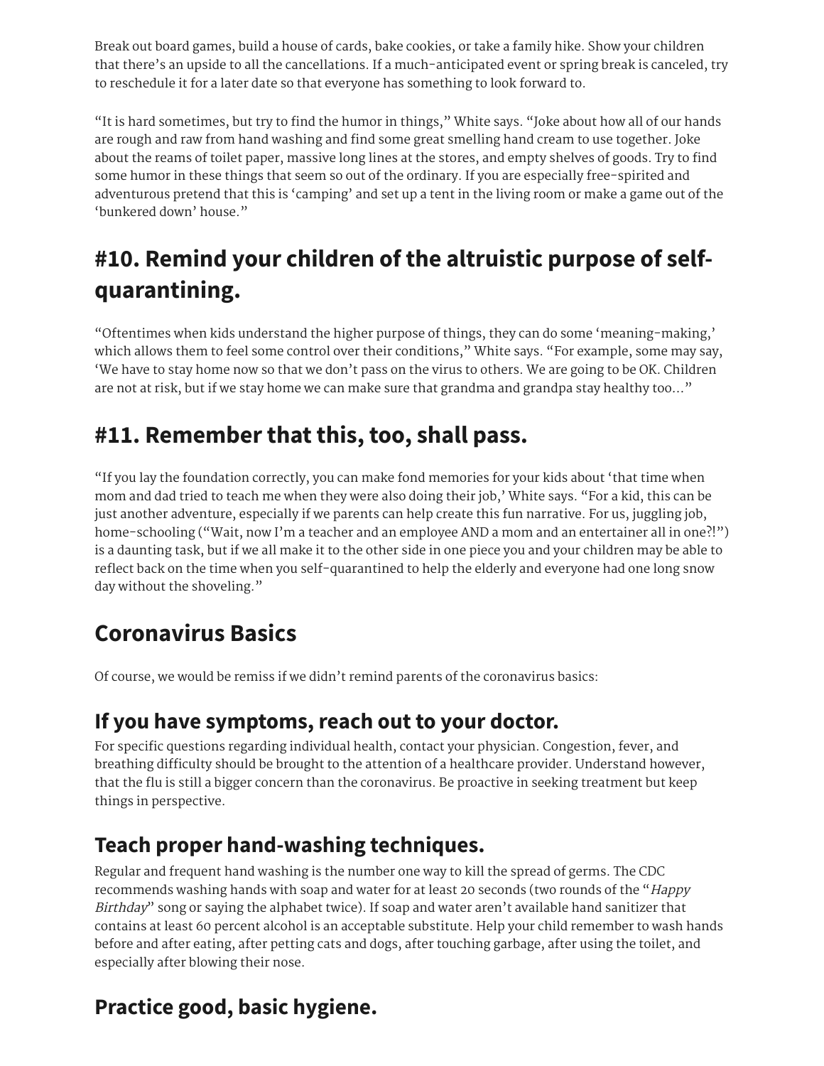Break out board games, build a house of cards, bake cookies, or take a family hike. Show your children that there's an upside to all the cancellations. If a much-anticipated event or spring break is canceled, try to reschedule it for a later date so that everyone has something to look forward to.

"It is hard sometimes, but try to find the humor in things," White says. "Joke about how all of our hands are rough and raw from hand washing and find some great smelling hand cream to use together. Joke about the reams of toilet paper, massive long lines at the stores, and empty shelves of goods. Try to find some humor in these things that seem so out of the ordinary. If you are especially free-spirited and adventurous pretend that this is 'camping' and set up a tent in the living room or make a game out of the 'bunkered down' house."

## #10. Remind your children of the altruistic purpose of self-quarantining.

"Oftentimes when kids understand the higher purpose of things, they can do some 'meaning-making,' which allows them to feel some control over their conditions," White says. "For example, some may say, 'We have to stay home now so that we don't pass on the virus to others. We are going to be OK. Children are not at risk, but if we stay home we can make sure that grandma and grandpa stay healthy too…"

## #11. Remember that this, too, shall pass.

"If you lay the foundation correctly, you can make fond memories for your kids about 'that time when mom and dad tried to teach me when they were also doing their job,' White says. "For a kid, this can be just another adventure, especially if we parents can help create this fun narrative. For us, juggling job, home-schooling ("Wait, now I'm a teacher and an employee AND a mom and an entertainer all in one?!") is a daunting task, but if we all make it to the other side in one piece you and your children may be able to reflect back on the time when you self-quarantined to help the elderly and everyone had one long snow day without the shoveling."

## Coronavirus Basics

Of course, we would be remiss if we didn't remind parents of the coronavirus basics:

### If you have symptoms, reach out to your doctor.

For specific questions regarding individual health, contact your physician. Congestion, fever, and breathing difficulty should be brought to the attention of a healthcare provider. Understand however, that the flu is still a bigger concern than the coronavirus. Be proactive in seeking treatment but keep things in perspective.

### Teach proper hand-washing techniques.

Regular and frequent hand washing is the number one way to kill the spread of germs. The CDC recommends washing hands with soap and water for at least 20 seconds (two rounds of the "*Happy Birthday*" song or saying the alphabet twice). If soap and water aren't available hand sanitizer that contains at least 60 percent alcohol is an acceptable substitute. Help your child remember to wash hands before and after eating, after petting cats and dogs, after touching garbage, after using the toilet, and especially after blowing their nose.

### Practice good, basic hygiene.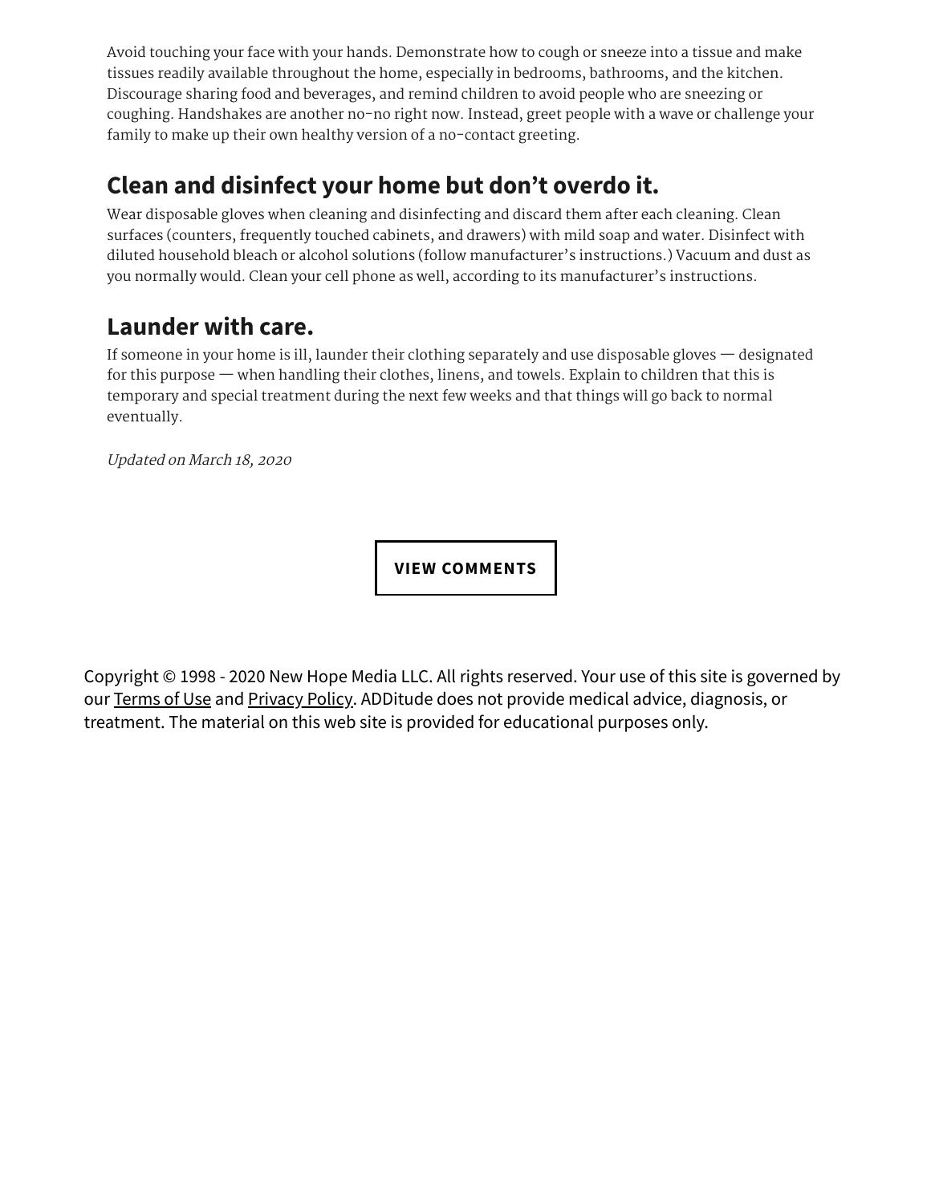Avoid touching your face with your hands. Demonstrate how to cough or sneeze into a tissue and make tissues readily available throughout the home, especially in bedrooms, bathrooms, and the kitchen. Discourage sharing food and beverages, and remind children to avoid people who are sneezing or coughing. Handshakes are another no-no right now. Instead, greet people with a wave or challenge your family to make up their own healthy version of a no-contact greeting.

## Clean and disinfect your home but don't overdo it.

Wear disposable gloves when cleaning and disinfecting and discard them after each cleaning. Clean surfaces (counters, frequently touched cabinets, and drawers) with mild soap and water. Disinfect with diluted household bleach or alcohol solutions (follow manufacturer's instructions.) Vacuum and dust as you normally would. Clean your cell phone as well, according to its manufacturer's instructions.

## Launder with care.

If someone in your home is ill, launder their clothing separately and use disposable gloves — designated for this purpose — when handling their clothes, linens, and towels. Explain to children that this is temporary and special treatment during the next few weeks and that things will go back to normal eventually.

*Updated on March 18, 2020*

**VIEW COMMENTS**

Copyright © 1998 - 2020 New Hope Media LLC. All rights reserved. Your use of this site is governed by our Terms of Use and Privacy Policy. ADDitude does not provide medical advice, diagnosis, or treatment. The material on this web site is provided for educational purposes only.